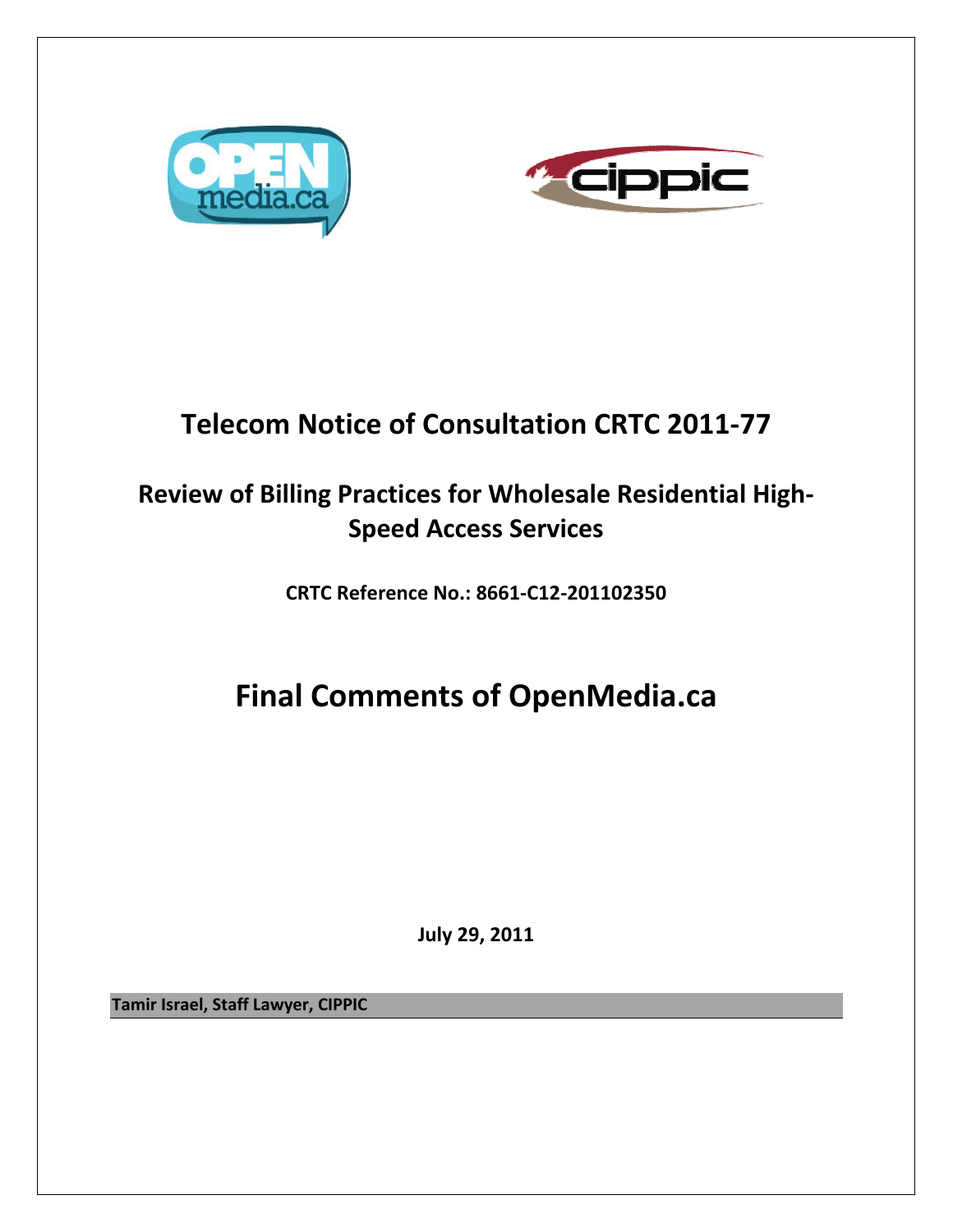# Telecom Notice of Consultation CRTC 2011-77

## Review of Billing Practices for Wholesale Residential High-Speed Access Services

**CRTC Reference No.: 8661-C12-201102350**

# Final Comments of OpenMedia.ca

**July 29, 2011**

**Tamir Israel, Staff Lawyer, CIPPIC**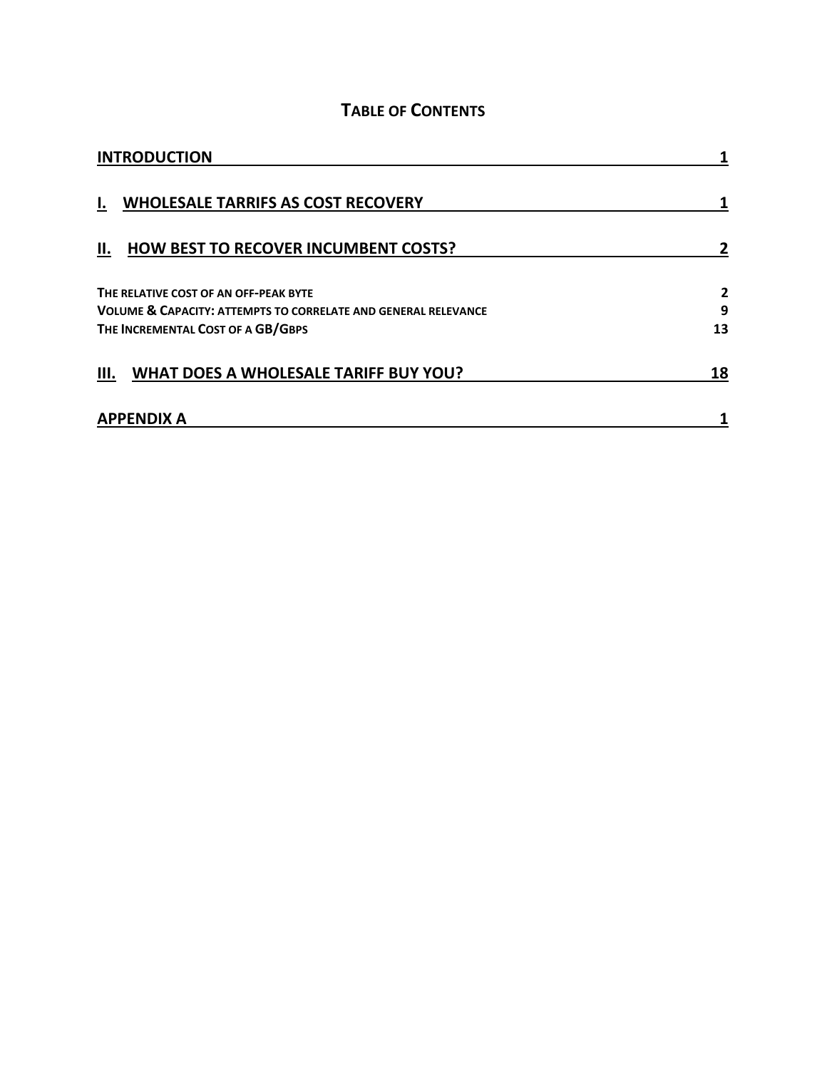# Table of Contents

| | |
|---|---|
| **INTRODUCTION** | **1** |
| **I. WHOLESALE TARRIFS AS COST RECOVERY** | **1** |
| **II. HOW BEST TO RECOVER INCUMBENT COSTS?** | **2** |
| The relative cost of an off-peak byte | 2 |
| Volume & Capacity: attempts to correlate and general relevance | 9 |
| The Incremental Cost of a GB/Gbps | 13 |
| **III. WHAT DOES A WHOLESALE TARIFF BUY YOU?** | **18** |
| **APPENDIX A** | **1** |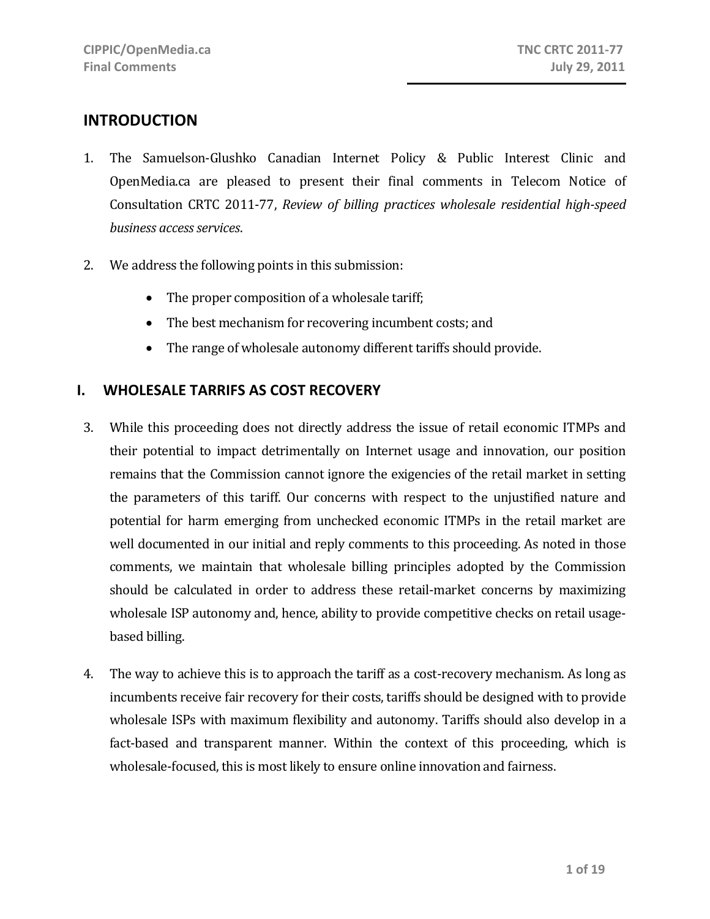## INTRODUCTION

1. The Samuelson-Glushko Canadian Internet Policy & Public Interest Clinic and OpenMedia.ca are pleased to present their final comments in Telecom Notice of Consultation CRTC 2011-77, *Review of billing practices wholesale residential high-speed business access services*.

2. We address the following points in this submission:

   - The proper composition of a wholesale tariff;
   - The best mechanism for recovering incumbent costs; and
   - The range of wholesale autonomy different tariffs should provide.

## I. WHOLESALE TARRIFS AS COST RECOVERY

3. While this proceeding does not directly address the issue of retail economic ITMPs and their potential to impact detrimentally on Internet usage and innovation, our position remains that the Commission cannot ignore the exigencies of the retail market in setting the parameters of this tariff. Our concerns with respect to the unjustified nature and potential for harm emerging from unchecked economic ITMPs in the retail market are well documented in our initial and reply comments to this proceeding. As noted in those comments, we maintain that wholesale billing principles adopted by the Commission should be calculated in order to address these retail-market concerns by maximizing wholesale ISP autonomy and, hence, ability to provide competitive checks on retail usage-based billing.

4. The way to achieve this is to approach the tariff as a cost-recovery mechanism. As long as incumbents receive fair recovery for their costs, tariffs should be designed with to provide wholesale ISPs with maximum flexibility and autonomy. Tariffs should also develop in a fact-based and transparent manner. Within the context of this proceeding, which is wholesale-focused, this is most likely to ensure online innovation and fairness.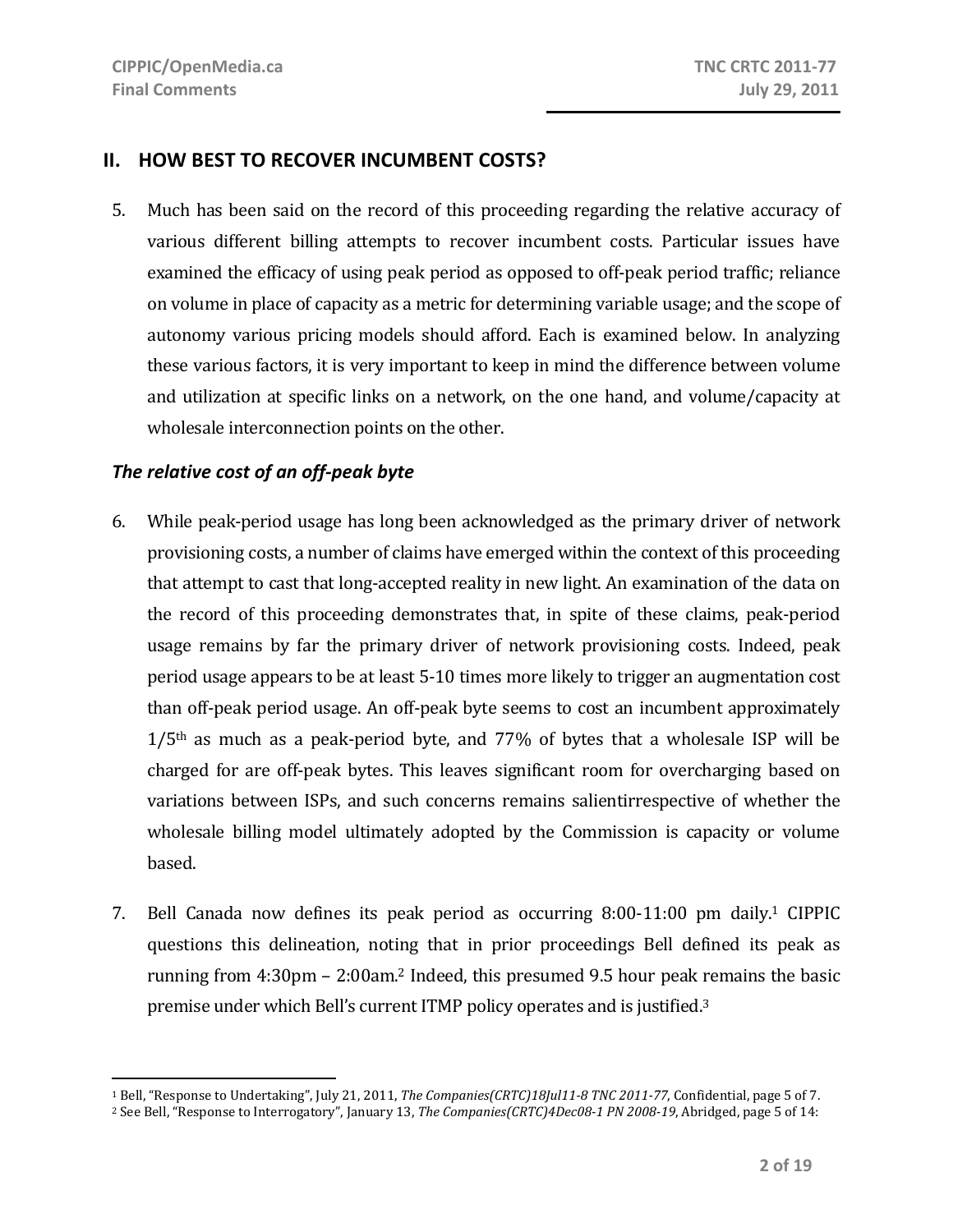## II. HOW BEST TO RECOVER INCUMBENT COSTS?

5. Much has been said on the record of this proceeding regarding the relative accuracy of various different billing attempts to recover incumbent costs. Particular issues have examined the efficacy of using peak period as opposed to off-peak period traffic; reliance on volume in place of capacity as a metric for determining variable usage; and the scope of autonomy various pricing models should afford. Each is examined below. In analyzing these various factors, it is very important to keep in mind the difference between volume and utilization at specific links on a network, on the one hand, and volume/capacity at wholesale interconnection points on the other.

### *The relative cost of an off-peak byte*

6. While peak-period usage has long been acknowledged as the primary driver of network provisioning costs, a number of claims have emerged within the context of this proceeding that attempt to cast that long-accepted reality in new light. An examination of the data on the record of this proceeding demonstrates that, in spite of these claims, peak-period usage remains by far the primary driver of network provisioning costs. Indeed, peak period usage appears to be at least 5-10 times more likely to trigger an augmentation cost than off-peak period usage. An off-peak byte seems to cost an incumbent approximately $1/5^{th}$ as much as a peak-period byte, and 77% of bytes that a wholesale ISP will be charged for are off-peak bytes. This leaves significant room for overcharging based on variations between ISPs, and such concerns remains salientirrespective of whether the wholesale billing model ultimately adopted by the Commission is capacity or volume based.

7. Bell Canada now defines its peak period as occurring 8:00-11:00 pm daily.[1] CIPPIC questions this delineation, noting that in prior proceedings Bell defined its peak as running from 4:30pm – 2:00am.[2] Indeed, this presumed 9.5 hour peak remains the basic premise under which Bell's current ITMP policy operates and is justified.[3]

---

[1] Bell, "Response to Undertaking", July 21, 2011, *The Companies(CRTC)18Jul11-8 TNC 2011-77*, Confidential, page 5 of 7.

[2] See Bell, "Response to Interrogatory", January 13, *The Companies(CRTC)4Dec08-1 PN 2008-19*, Abridged, page 5 of 14: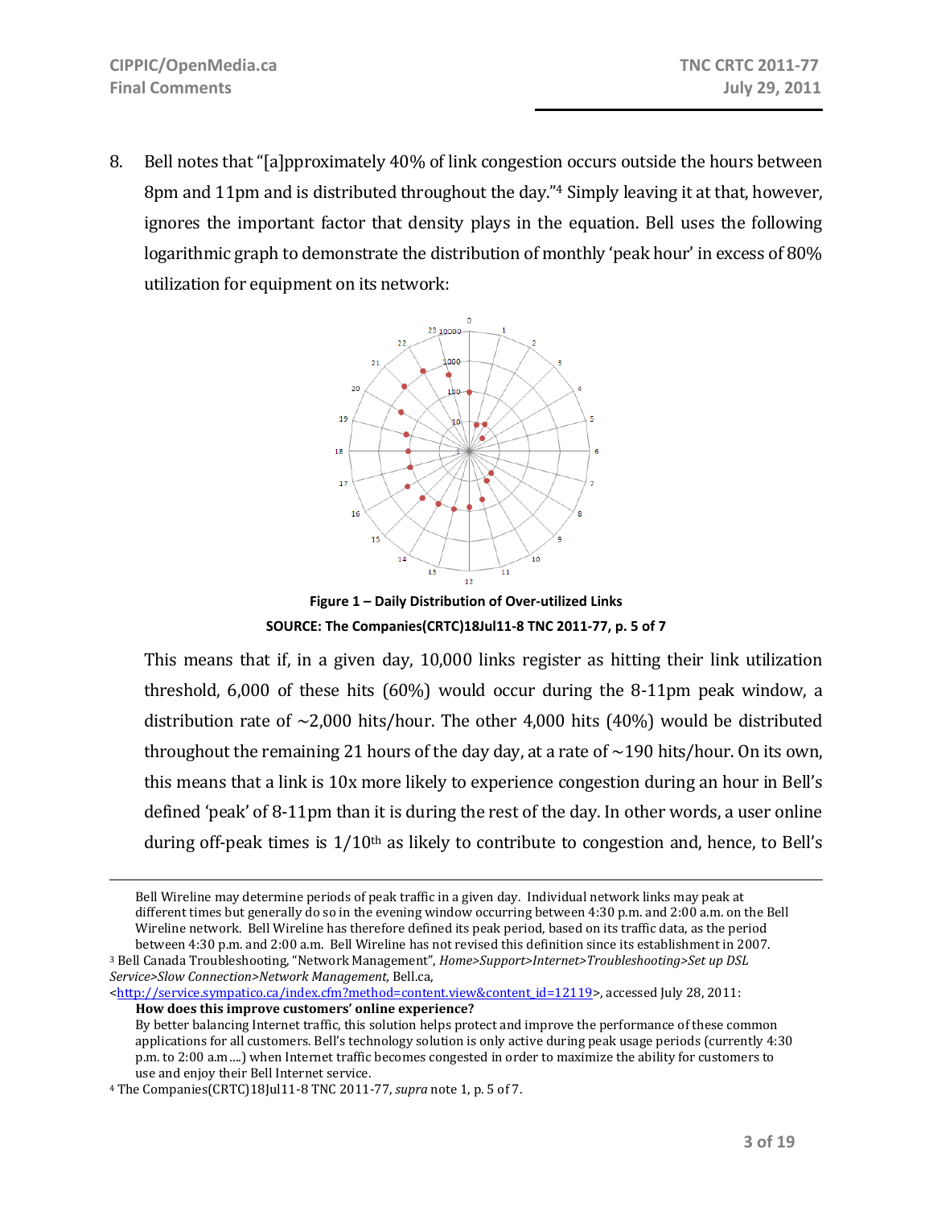8. Bell notes that "[a]pproximately 40% of link congestion occurs outside the hours between 8pm and 11pm and is distributed throughout the day."[4] Simply leaving it at that, however, ignores the important factor that density plays in the equation. Bell uses the following logarithmic graph to demonstrate the distribution of monthly 'peak hour' in excess of 80% utilization for equipment on its network:

**Figure 1 – Daily Distribution of Over-utilized Links**
**SOURCE: The Companies(CRTC)18Jul11-8 TNC 2011-77, p. 5 of 7**

This means that if, in a given day, 10,000 links register as hitting their link utilization threshold, 6,000 of these hits (60%) would occur during the 8-11pm peak window, a distribution rate of ~2,000 hits/hour. The other 4,000 hits (40%) would be distributed throughout the remaining 21 hours of the day day, at a rate of ~190 hits/hour. On its own, this means that a link is 10x more likely to experience congestion during an hour in Bell's defined 'peak' of 8-11pm than it is during the rest of the day. In other words, a user online during off-peak times is 1/10th as likely to contribute to congestion and, hence, to Bell's

---

Bell Wireline may determine periods of peak traffic in a given day. Individual network links may peak at different times but generally do so in the evening window occurring between 4:30 p.m. and 2:00 a.m. on the Bell Wireline network. Bell Wireline has therefore defined its peak period, based on its traffic data, as the period between 4:30 p.m. and 2:00 a.m. Bell Wireline has not revised this definition since its establishment in 2007.

[3] Bell Canada Troubleshooting, "Network Management", *Home>Support>Internet>Troubleshooting>Set up DSL Service>Slow Connection>Network Management,* Bell.ca, <http://service.sympatico.ca/index.cfm?method=content.view&content_id=12119>, accessed July 28, 2011:

**How does this improve customers' online experience?**
By better balancing Internet traffic, this solution helps protect and improve the performance of these common applications for all customers. Bell's technology solution is only active during peak usage periods (currently 4:30 p.m. to 2:00 a.m….) when Internet traffic becomes congested in order to maximize the ability for customers to use and enjoy their Bell Internet service.

[4] The Companies(CRTC)18Jul11-8 TNC 2011-77, *supra* note 1, p. 5 of 7.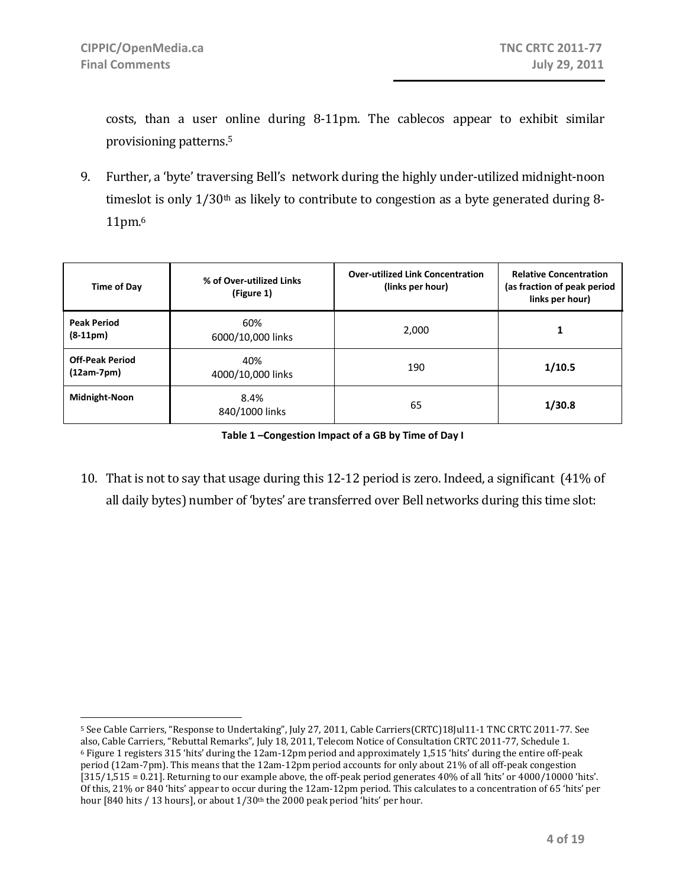costs, than a user online during 8-11pm. The cablecos appear to exhibit similar provisioning patterns.[5]

9. Further, a 'byte' traversing Bell's network during the highly under-utilized midnight-noon timeslot is only 1/30th as likely to contribute to congestion as a byte generated during 8-11pm.[6]

| Time of Day | % of Over-utilized Links (Figure 1) | Over-utilized Link Concentration (links per hour) | Relative Concentration (as fraction of peak period links per hour) |
|---|---|---|---|
| **Peak Period (8-11pm)** | 60%<br>6000/10,000 links | 2,000 | **1** |
| **Off-Peak Period (12am-7pm)** | 40%<br>4000/10,000 links | 190 | **1/10.5** |
| **Midnight-Noon** | 8.4%<br>840/1000 links | 65 | **1/30.8** |

**Table 1 –Congestion Impact of a GB by Time of Day I**

10. That is not to say that usage during this 12-12 period is zero. Indeed, a significant (41% of all daily bytes) number of 'bytes' are transferred over Bell networks during this time slot:

---

[5] See Cable Carriers, "Response to Undertaking", July 27, 2011, Cable Carriers(CRTC)18Jul11-1 TNC CRTC 2011-77. See also, Cable Carriers, "Rebuttal Remarks", July 18, 2011, Telecom Notice of Consultation CRTC 2011-77, Schedule 1.

[6] Figure 1 registers 315 'hits' during the 12am-12pm period and approximately 1,515 'hits' during the entire off-peak period (12am-7pm). This means that the 12am-12pm period accounts for only about 21% of all off-peak congestion [315/1,515 = 0.21]. Returning to our example above, the off-peak period generates 40% of all 'hits' or 4000/10000 'hits'. Of this, 21% or 840 'hits' appear to occur during the 12am-12pm period. This calculates to a concentration of 65 'hits' per hour [840 hits / 13 hours], or about 1/30th the 2000 peak period 'hits' per hour.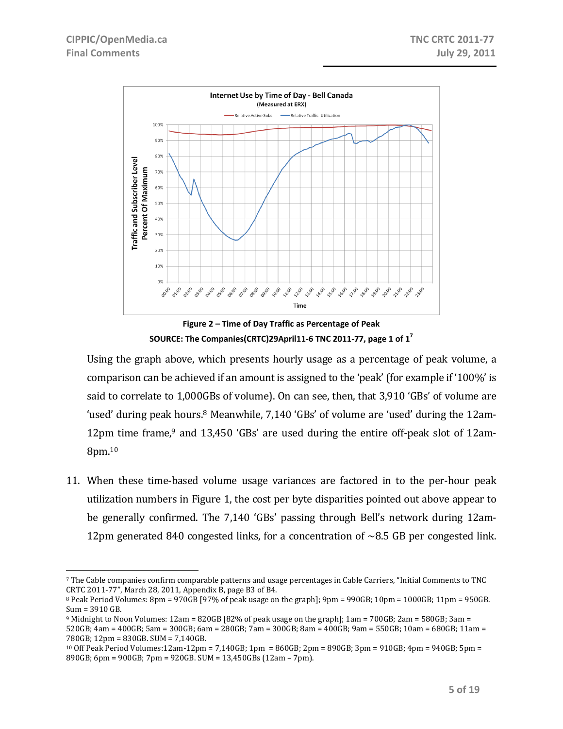Figure 2 – Time of Day Traffic as Percentage of Peak

SOURCE: The Companies(CRTC)29April11-6 TNC 2011-77, page 1 of 1[7]

Using the graph above, which presents hourly usage as a percentage of peak volume, a comparison can be achieved if an amount is assigned to the 'peak' (for example if '100%' is said to correlate to 1,000GBs of volume). On can see, then, that 3,910 'GBs' of volume are 'used' during peak hours.[8] Meanwhile, 7,140 'GBs' of volume are 'used' during the 12am-12pm time frame,[9] and 13,450 'GBs' are used during the entire off-peak slot of 12am-8pm.[10]

11. When these time-based volume usage variances are factored in to the per-hour peak utilization numbers in Figure 1, the cost per byte disparities pointed out above appear to be generally confirmed. The 7,140 'GBs' passing through Bell's network during 12am-12pm generated 840 congested links, for a concentration of ~8.5 GB per congested link.

---

[7] The Cable companies confirm comparable patterns and usage percentages in Cable Carriers, "Initial Comments to TNC CRTC 2011-77", March 28, 2011, Appendix B, page B3 of B4.

[8] Peak Period Volumes: 8pm = 970GB [97% of peak usage on the graph]; 9pm = 990GB; 10pm = 1000GB; 11pm = 950GB. Sum = 3910 GB.

[9] Midnight to Noon Volumes: 12am = 820GB [82% of peak usage on the graph]; 1am = 700GB; 2am = 580GB; 3am = 520GB; 4am = 400GB; 5am = 300GB; 6am = 280GB; 7am = 300GB; 8am = 400GB; 9am = 550GB; 10am = 680GB; 11am = 780GB; 12pm = 830GB. SUM = 7,140GB.

[10] Off Peak Period Volumes:12am-12pm = 7,140GB; 1pm = 860GB; 2pm = 890GB; 3pm = 910GB; 4pm = 940GB; 5pm = 890GB; 6pm = 900GB; 7pm = 920GB. SUM = 13,450GBs (12am – 7pm).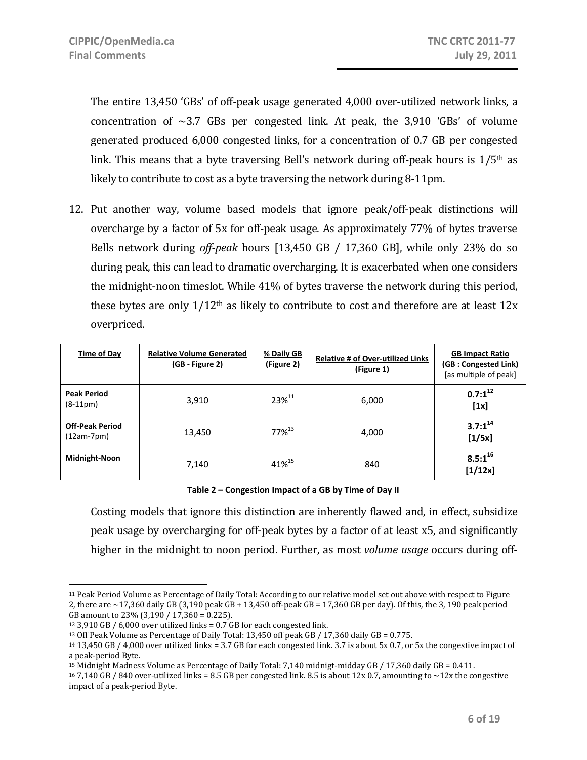The entire 13,450 'GBs' of off-peak usage generated 4,000 over-utilized network links, a concentration of ~3.7 GBs per congested link. At peak, the 3,910 'GBs' of volume generated produced 6,000 congested links, for a concentration of 0.7 GB per congested link. This means that a byte traversing Bell's network during off-peak hours is 1/5th as likely to contribute to cost as a byte traversing the network during 8-11pm.

12. Put another way, volume based models that ignore peak/off-peak distinctions will overcharge by a factor of 5x for off-peak usage. As approximately 77% of bytes traverse Bells network during *off-peak* hours [13,450 GB / 17,360 GB], while only 23% do so during peak, this can lead to dramatic overcharging. It is exacerbated when one considers the midnight-noon timeslot. While 41% of bytes traverse the network during this period, these bytes are only 1/12th as likely to contribute to cost and therefore are at least 12x overpriced.

| Time of Day | Relative Volume Generated (GB - Figure 2) | % Daily GB (Figure 2) | Relative # of Over-utilized Links (Figure 1) | GB Impact Ratio (GB : Congested Link) [as multiple of peak] |
|---|---|---|---|---|
| **Peak Period** (8-11pm) | 3,910 | 23%[11] | 6,000 | **0.7:1**[12] **[1x]** |
| **Off-Peak Period** (12am-7pm) | 13,450 | 77%[13] | 4,000 | **3.7:1**[14] **[1/5x]** |
| **Midnight-Noon** | 7,140 | 41%[15] | 840 | **8.5:1**[16] **[1/12x]** |

**Table 2 – Congestion Impact of a GB by Time of Day II**

Costing models that ignore this distinction are inherently flawed and, in effect, subsidize peak usage by overcharging for off-peak bytes by a factor of at least x5, and significantly higher in the midnight to noon period. Further, as most *volume usage* occurs during off-

---

[11] Peak Period Volume as Percentage of Daily Total: According to our relative model set out above with respect to Figure 2, there are ~17,360 daily GB (3,190 peak GB + 13,450 off-peak GB = 17,360 GB per day). Of this, the 3, 190 peak period GB amount to 23% (3,190 / 17,360 = 0.225).

[12] 3,910 GB / 6,000 over utilized links = 0.7 GB for each congested link.

[13] Off Peak Volume as Percentage of Daily Total: 13,450 off peak GB / 17,360 daily GB = 0.775.

[14] 13,450 GB / 4,000 over utilized links = 3.7 GB for each congested link. 3.7 is about 5x 0.7, or 5x the congestive impact of a peak-period Byte.

[15] Midnight Madness Volume as Percentage of Daily Total: 7,140 midnigt-midday GB / 17,360 daily GB = 0.411.

[16] 7,140 GB / 840 over-utilized links = 8.5 GB per congested link. 8.5 is about 12x 0.7, amounting to ~12x the congestive impact of a peak-period Byte.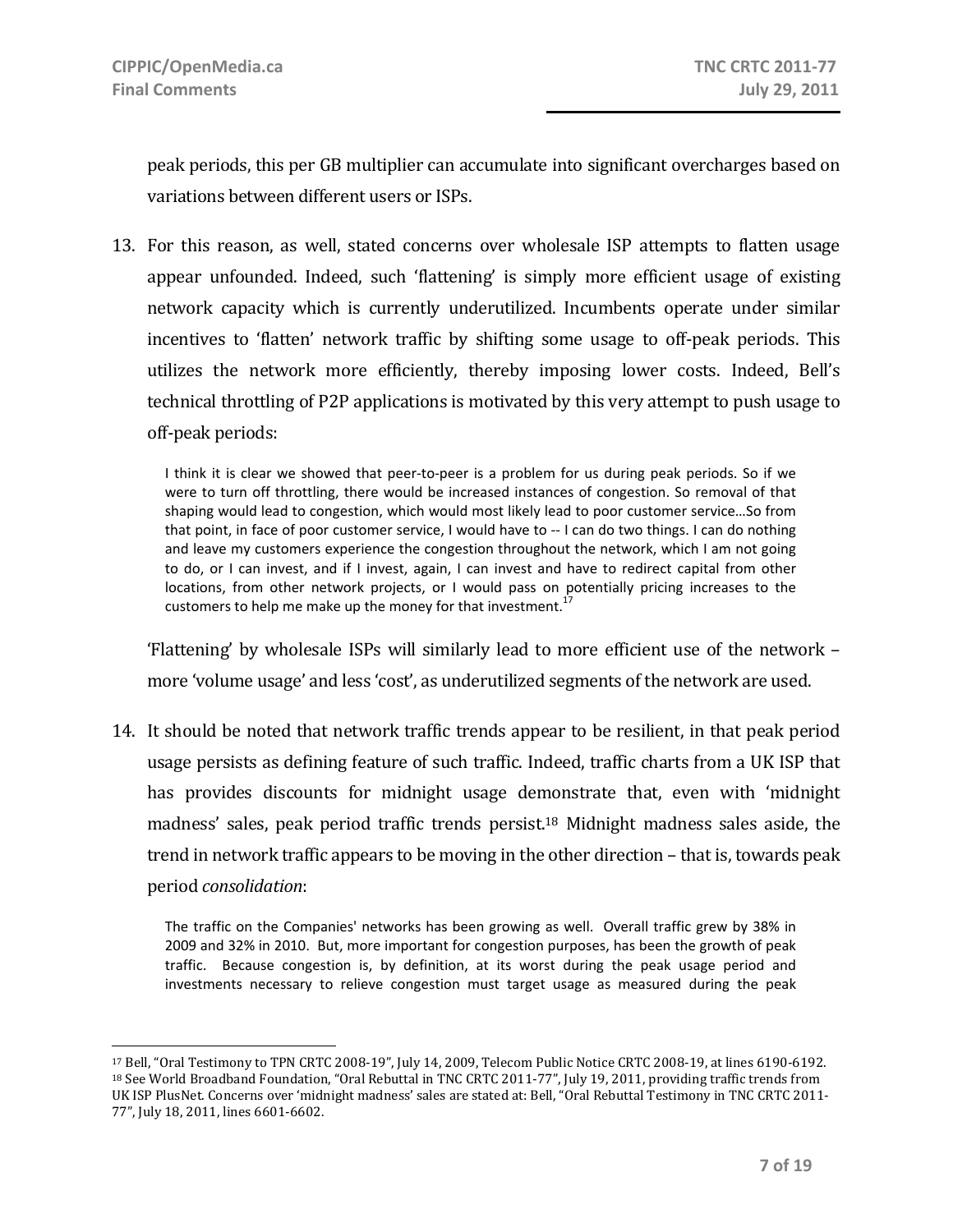peak periods, this per GB multiplier can accumulate into significant overcharges based on variations between different users or ISPs.

13. For this reason, as well, stated concerns over wholesale ISP attempts to flatten usage appear unfounded. Indeed, such 'flattening' is simply more efficient usage of existing network capacity which is currently underutilized. Incumbents operate under similar incentives to 'flatten' network traffic by shifting some usage to off-peak periods. This utilizes the network more efficiently, thereby imposing lower costs. Indeed, Bell's technical throttling of P2P applications is motivated by this very attempt to push usage to off-peak periods:

   > I think it is clear we showed that peer-to-peer is a problem for us during peak periods. So if we were to turn off throttling, there would be increased instances of congestion. So removal of that shaping would lead to congestion, which would most likely lead to poor customer service…So from that point, in face of poor customer service, I would have to -- I can do two things. I can do nothing and leave my customers experience the congestion throughout the network, which I am not going to do, or I can invest, and if I invest, again, I can invest and have to redirect capital from other locations, from other network projects, or I would pass on potentially pricing increases to the customers to help me make up the money for that investment.[17]

   'Flattening' by wholesale ISPs will similarly lead to more efficient use of the network – more 'volume usage' and less 'cost', as underutilized segments of the network are used.

14. It should be noted that network traffic trends appear to be resilient, in that peak period usage persists as defining feature of such traffic. Indeed, traffic charts from a UK ISP that has provides discounts for midnight usage demonstrate that, even with 'midnight madness' sales, peak period traffic trends persist.[18] Midnight madness sales aside, the trend in network traffic appears to be moving in the other direction – that is, towards peak period *consolidation*:

   > The traffic on the Companies' networks has been growing as well. Overall traffic grew by 38% in 2009 and 32% in 2010. But, more important for congestion purposes, has been the growth of peak traffic. Because congestion is, by definition, at its worst during the peak usage period and investments necessary to relieve congestion must target usage as measured during the peak

---

[17] Bell, "Oral Testimony to TPN CRTC 2008-19", July 14, 2009, Telecom Public Notice CRTC 2008-19, at lines 6190-6192.

[18] See World Broadband Foundation, "Oral Rebuttal in TNC CRTC 2011-77", July 19, 2011, providing traffic trends from UK ISP PlusNet. Concerns over 'midnight madness' sales are stated at: Bell, "Oral Rebuttal Testimony in TNC CRTC 2011-77", July 18, 2011, lines 6601-6602.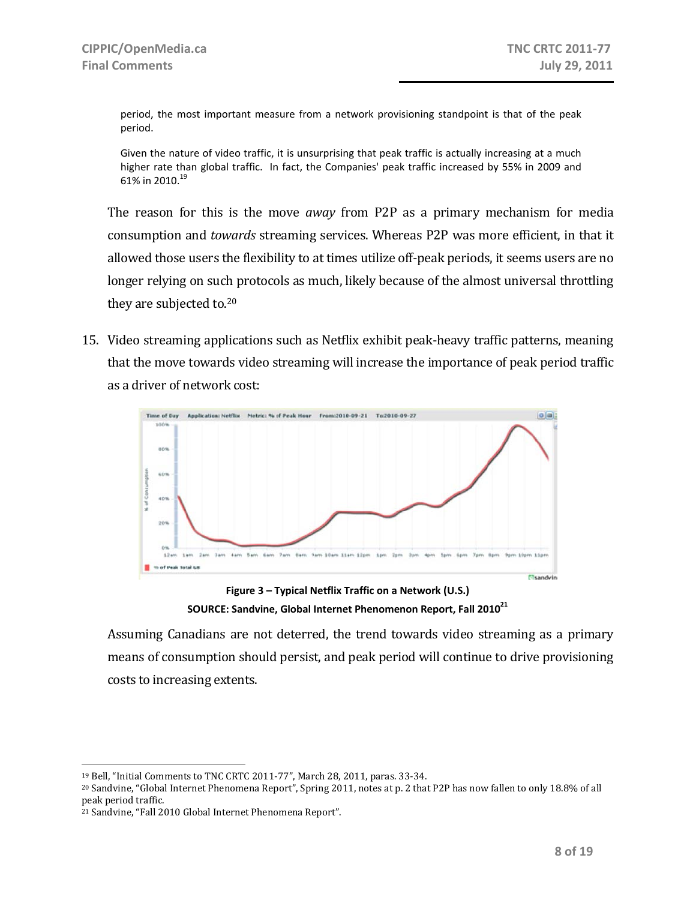period, the most important measure from a network provisioning standpoint is that of the peak period.

> Given the nature of video traffic, it is unsurprising that peak traffic is actually increasing at a much higher rate than global traffic. In fact, the Companies' peak traffic increased by 55% in 2009 and 61% in 2010.[19]

The reason for this is the move *away* from P2P as a primary mechanism for media consumption and *towards* streaming services. Whereas P2P was more efficient, in that it allowed those users the flexibility to at times utilize off-peak periods, it seems users are no longer relying on such protocols as much, likely because of the almost universal throttling they are subjected to.[20]

15. Video streaming applications such as Netflix exhibit peak-heavy traffic patterns, meaning that the move towards video streaming will increase the importance of peak period traffic as a driver of network cost:

**Figure 3 – Typical Netflix Traffic on a Network (U.S.)**
**SOURCE: Sandvine, Global Internet Phenomenon Report, Fall 2010[21]**

Assuming Canadians are not deterred, the trend towards video streaming as a primary means of consumption should persist, and peak period will continue to drive provisioning costs to increasing extents.

---

[19] Bell, "Initial Comments to TNC CRTC 2011-77", March 28, 2011, paras. 33-34.

[20] Sandvine, "Global Internet Phenomena Report", Spring 2011, notes at p. 2 that P2P has now fallen to only 18.8% of all peak period traffic.

[21] Sandvine, "Fall 2010 Global Internet Phenomena Report".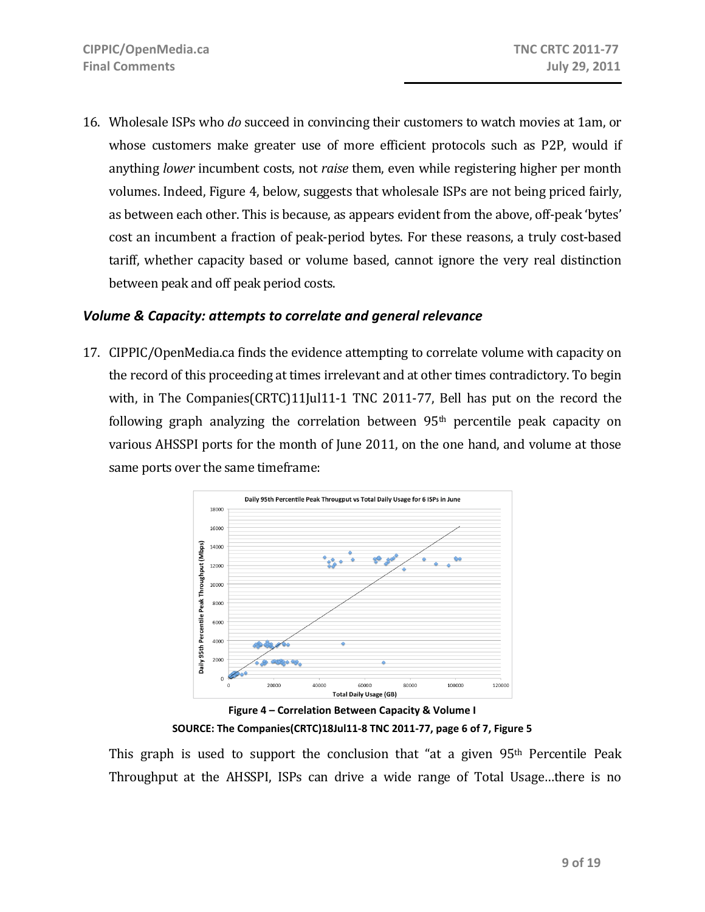16. Wholesale ISPs who *do* succeed in convincing their customers to watch movies at 1am, or whose customers make greater use of more efficient protocols such as P2P, would if anything *lower* incumbent costs, not *raise* them, even while registering higher per month volumes. Indeed, Figure 4, below, suggests that wholesale ISPs are not being priced fairly, as between each other. This is because, as appears evident from the above, off-peak 'bytes' cost an incumbent a fraction of peak-period bytes. For these reasons, a truly cost-based tariff, whether capacity based or volume based, cannot ignore the very real distinction between peak and off peak period costs.

### *Volume & Capacity: attempts to correlate and general relevance*

17. CIPPIC/OpenMedia.ca finds the evidence attempting to correlate volume with capacity on the record of this proceeding at times irrelevant and at other times contradictory. To begin with, in The Companies(CRTC)11Jul11-1 TNC 2011-77, Bell has put on the record the following graph analyzing the correlation between 95th percentile peak capacity on various AHSSPI ports for the month of June 2011, on the one hand, and volume at those same ports over the same timeframe:

**Figure 4 – Correlation Between Capacity & Volume I**

**SOURCE: The Companies(CRTC)18Jul11-8 TNC 2011-77, page 6 of 7, Figure 5**

This graph is used to support the conclusion that "at a given 95th Percentile Peak Throughput at the AHSSPI, ISPs can drive a wide range of Total Usage…there is no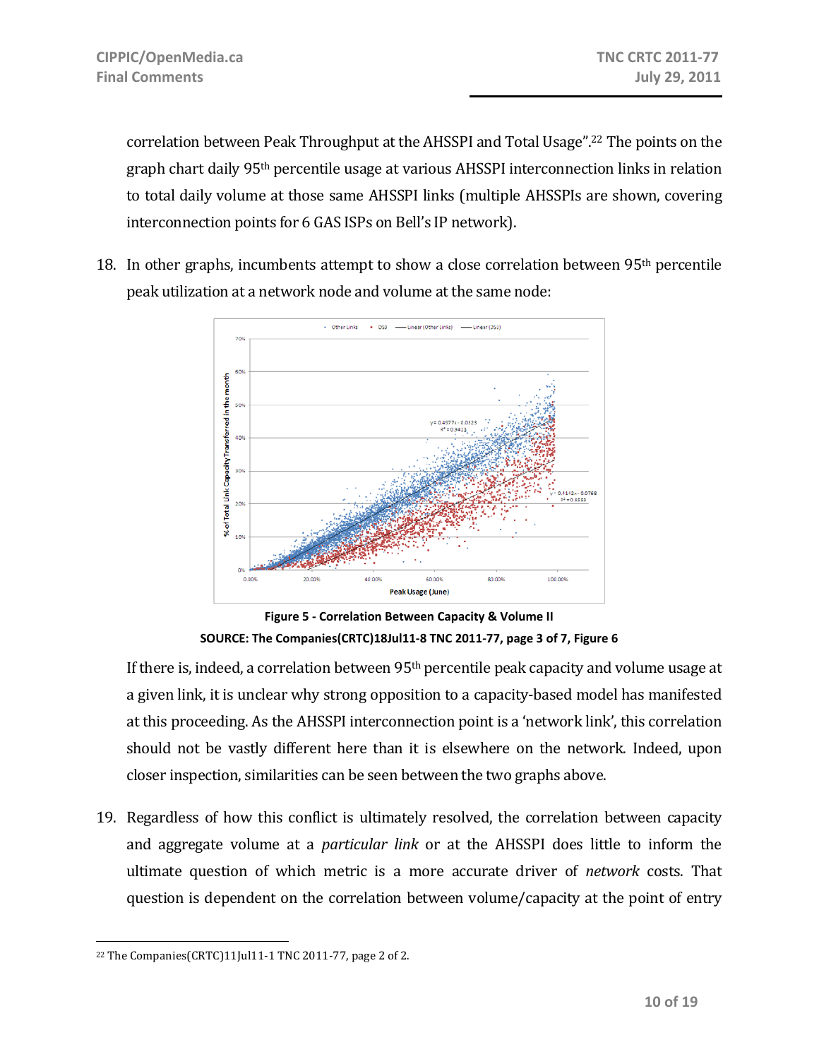correlation between Peak Throughput at the AHSSPI and Total Usage".[22] The points on the graph chart daily 95th percentile usage at various AHSSPI interconnection links in relation to total daily volume at those same AHSSPI links (multiple AHSSPIs are shown, covering interconnection points for 6 GAS ISPs on Bell's IP network).

18. In other graphs, incumbents attempt to show a close correlation between 95th percentile peak utilization at a network node and volume at the same node:

**Figure 5 - Correlation Between Capacity & Volume II**
**SOURCE: The Companies(CRTC)18Jul11-8 TNC 2011-77, page 3 of 7, Figure 6**

If there is, indeed, a correlation between 95th percentile peak capacity and volume usage at a given link, it is unclear why strong opposition to a capacity-based model has manifested at this proceeding. As the AHSSPI interconnection point is a 'network link', this correlation should not be vastly different here than it is elsewhere on the network. Indeed, upon closer inspection, similarities can be seen between the two graphs above.

19. Regardless of how this conflict is ultimately resolved, the correlation between capacity and aggregate volume at a *particular link* or at the AHSSPI does little to inform the ultimate question of which metric is a more accurate driver of *network* costs. That question is dependent on the correlation between volume/capacity at the point of entry

---

[22] The Companies(CRTC)11Jul11-1 TNC 2011-77, page 2 of 2.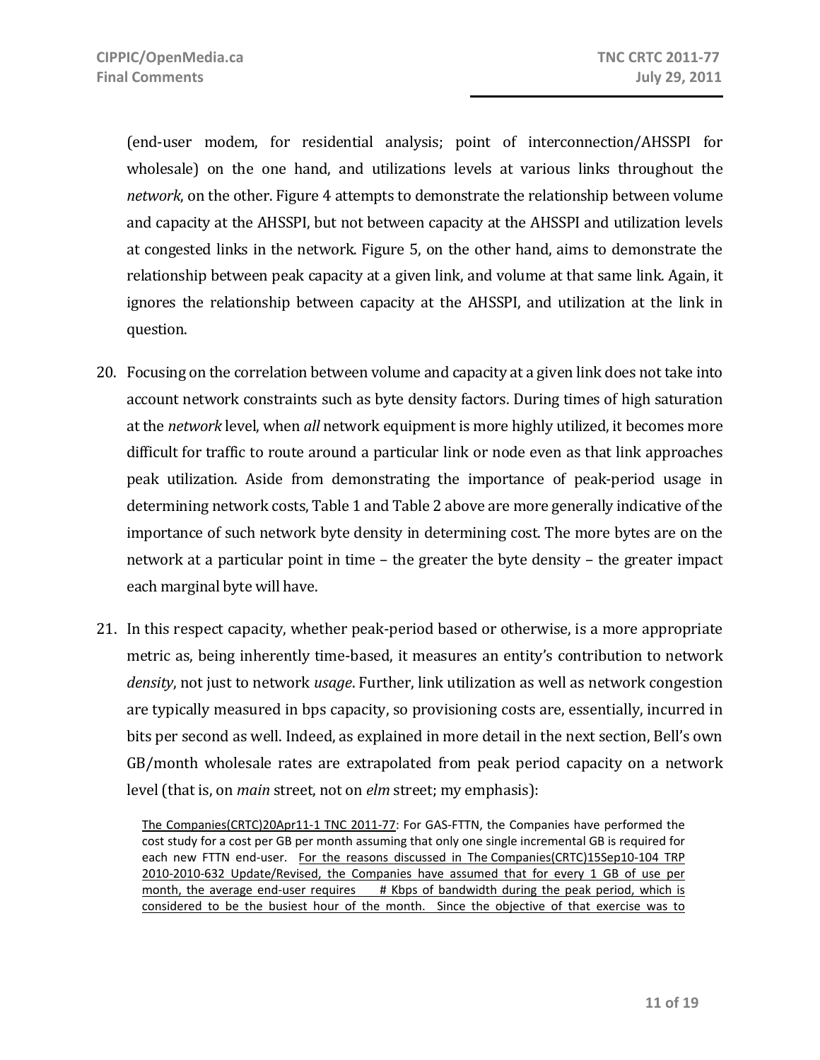(end-user modem, for residential analysis; point of interconnection/AHSSPI for wholesale) on the one hand, and utilizations levels at various links throughout the *network*, on the other. Figure 4 attempts to demonstrate the relationship between volume and capacity at the AHSSPI, but not between capacity at the AHSSPI and utilization levels at congested links in the network. Figure 5, on the other hand, aims to demonstrate the relationship between peak capacity at a given link, and volume at that same link. Again, it ignores the relationship between capacity at the AHSSPI, and utilization at the link in question.

20. Focusing on the correlation between volume and capacity at a given link does not take into account network constraints such as byte density factors. During times of high saturation at the *network* level, when *all* network equipment is more highly utilized, it becomes more difficult for traffic to route around a particular link or node even as that link approaches peak utilization. Aside from demonstrating the importance of peak-period usage in determining network costs, Table 1 and Table 2 above are more generally indicative of the importance of such network byte density in determining cost. The more bytes are on the network at a particular point in time – the greater the byte density – the greater impact each marginal byte will have.

21. In this respect capacity, whether peak-period based or otherwise, is a more appropriate metric as, being inherently time-based, it measures an entity's contribution to network *density*, not just to network *usage*. Further, link utilization as well as network congestion are typically measured in bps capacity, so provisioning costs are, essentially, incurred in bits per second as well. Indeed, as explained in more detail in the next section, Bell's own GB/month wholesale rates are extrapolated from peak period capacity on a network level (that is, on *main* street, not on *elm* street; my emphasis):

    <u>The Companies(CRTC)20Apr11-1 TNC 2011-77</u>: For GAS-FTTN, the Companies have performed the cost study for a cost per GB per month assuming that only one single incremental GB is required for each new FTTN end-user. <u>For the reasons discussed in The Companies(CRTC)15Sep10-104 TRP 2010-2010-632 Update/Revised, the Companies have assumed that for every 1 GB of use per month, the average end-user requires # Kbps of bandwidth during the peak period, which is considered to be the busiest hour of the month. Since the objective of that exercise was to</u>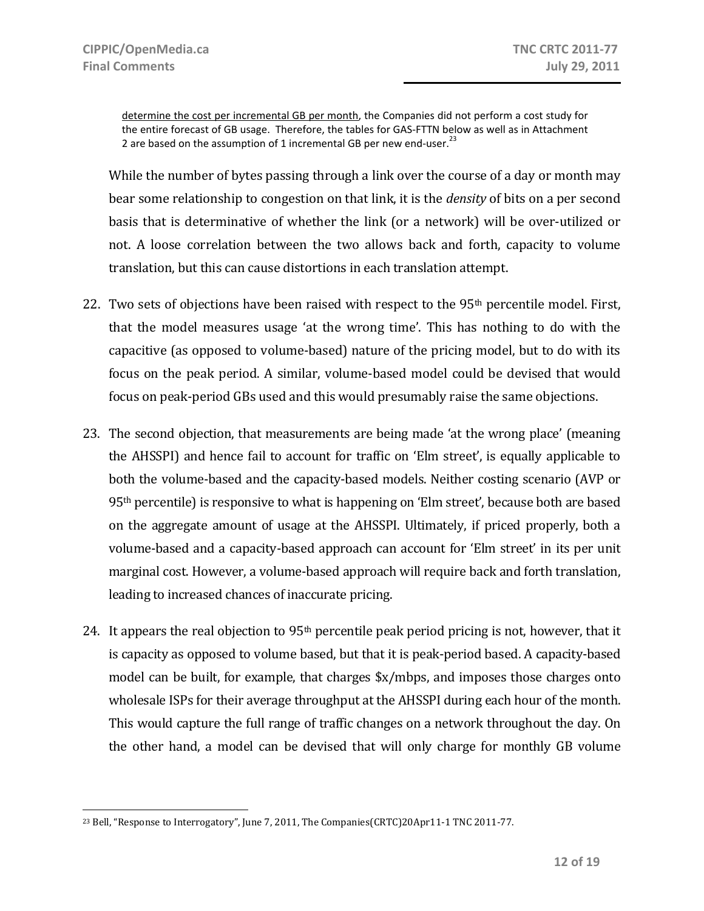> <u>determine the cost per incremental GB per month</u>, the Companies did not perform a cost study for the entire forecast of GB usage. Therefore, the tables for GAS-FTTN below as well as in Attachment 2 are based on the assumption of 1 incremental GB per new end-user.[23]

While the number of bytes passing through a link over the course of a day or month may bear some relationship to congestion on that link, it is the *density* of bits on a per second basis that is determinative of whether the link (or a network) will be over-utilized or not. A loose correlation between the two allows back and forth, capacity to volume translation, but this can cause distortions in each translation attempt.

22. Two sets of objections have been raised with respect to the 95th percentile model. First, that the model measures usage 'at the wrong time'. This has nothing to do with the capacitive (as opposed to volume-based) nature of the pricing model, but to do with its focus on the peak period. A similar, volume-based model could be devised that would focus on peak-period GBs used and this would presumably raise the same objections.

23. The second objection, that measurements are being made 'at the wrong place' (meaning the AHSSPI) and hence fail to account for traffic on 'Elm street', is equally applicable to both the volume-based and the capacity-based models. Neither costing scenario (AVP or 95th percentile) is responsive to what is happening on 'Elm street', because both are based on the aggregate amount of usage at the AHSSPI. Ultimately, if priced properly, both a volume-based and a capacity-based approach can account for 'Elm street' in its per unit marginal cost. However, a volume-based approach will require back and forth translation, leading to increased chances of inaccurate pricing.

24. It appears the real objection to 95th percentile peak period pricing is not, however, that it is capacity as opposed to volume based, but that it is peak-period based. A capacity-based model can be built, for example, that charges $x/mbps, and imposes those charges onto wholesale ISPs for their average throughput at the AHSSPI during each hour of the month. This would capture the full range of traffic changes on a network throughout the day. On the other hand, a model can be devised that will only charge for monthly GB volume

---

[23] Bell, "Response to Interrogatory", June 7, 2011, The Companies(CRTC)20Apr11-1 TNC 2011-77.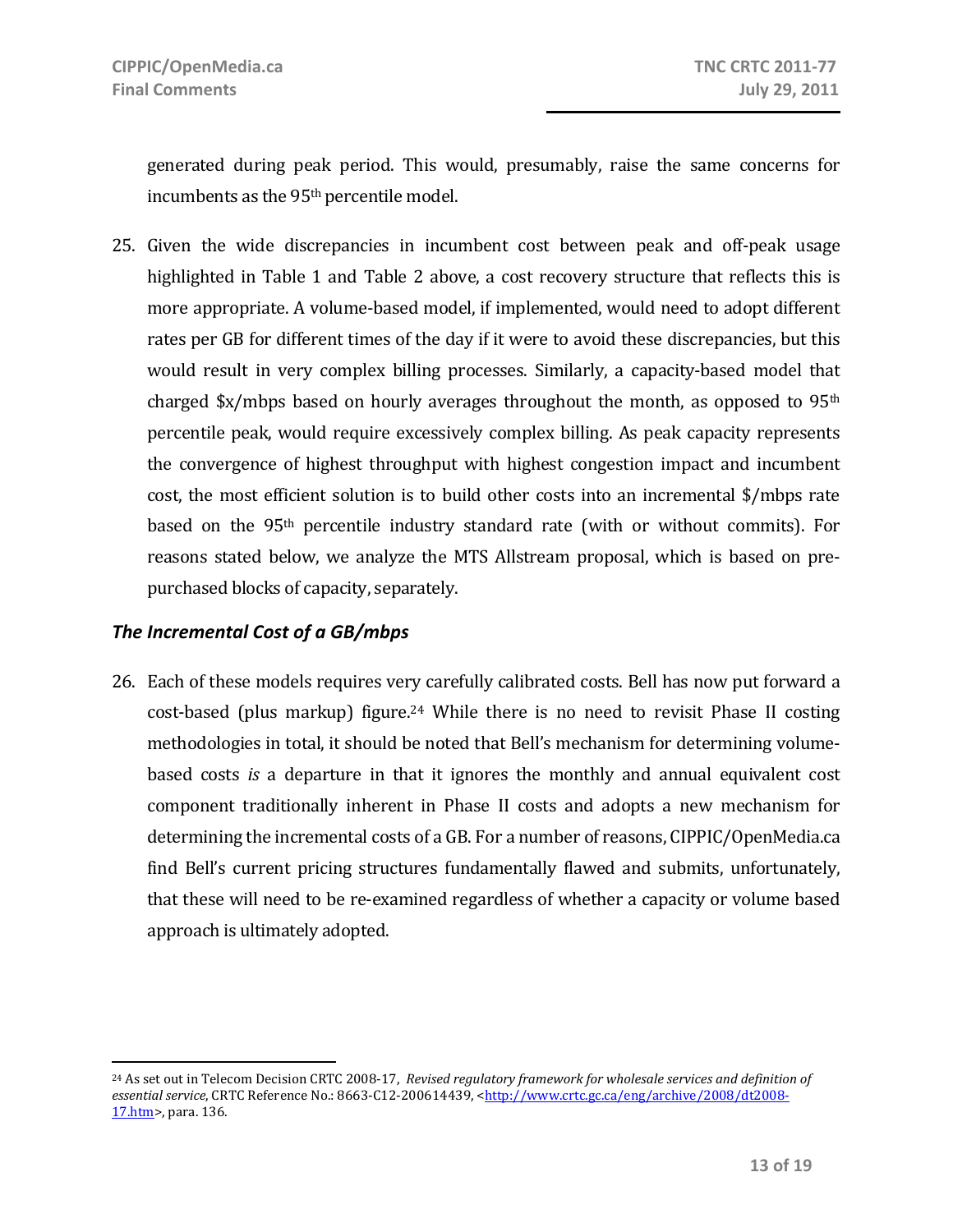generated during peak period. This would, presumably, raise the same concerns for incumbents as the 95th percentile model.

25. Given the wide discrepancies in incumbent cost between peak and off-peak usage highlighted in Table 1 and Table 2 above, a cost recovery structure that reflects this is more appropriate. A volume-based model, if implemented, would need to adopt different rates per GB for different times of the day if it were to avoid these discrepancies, but this would result in very complex billing processes. Similarly, a capacity-based model that charged $x/mbps based on hourly averages throughout the month, as opposed to 95th percentile peak, would require excessively complex billing. As peak capacity represents the convergence of highest throughput with highest congestion impact and incumbent cost, the most efficient solution is to build other costs into an incremental $/mbps rate based on the 95th percentile industry standard rate (with or without commits). For reasons stated below, we analyze the MTS Allstream proposal, which is based on pre-purchased blocks of capacity, separately.

### *The Incremental Cost of a GB/mbps*

26. Each of these models requires very carefully calibrated costs. Bell has now put forward a cost-based (plus markup) figure.[24] While there is no need to revisit Phase II costing methodologies in total, it should be noted that Bell's mechanism for determining volume-based costs *is* a departure in that it ignores the monthly and annual equivalent cost component traditionally inherent in Phase II costs and adopts a new mechanism for determining the incremental costs of a GB. For a number of reasons, CIPPIC/OpenMedia.ca find Bell's current pricing structures fundamentally flawed and submits, unfortunately, that these will need to be re-examined regardless of whether a capacity or volume based approach is ultimately adopted.

[24] As set out in Telecom Decision CRTC 2008-17, *Revised regulatory framework for wholesale services and definition of essential service*, CRTC Reference No.: 8663-C12-200614439, <http://www.crtc.gc.ca/eng/archive/2008/dt2008-17.htm>, para. 136.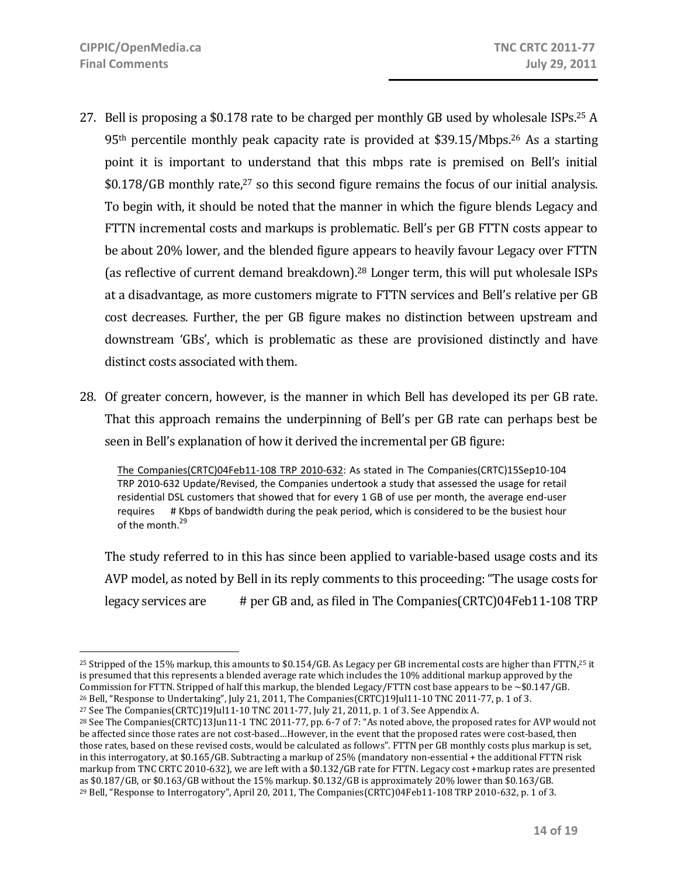27. Bell is proposing a \$0.178 rate to be charged per monthly GB used by wholesale ISPs.[25] A 95th percentile monthly peak capacity rate is provided at \$39.15/Mbps.[26] As a starting point it is important to understand that this mbps rate is premised on Bell's initial \$0.178/GB monthly rate,[27] so this second figure remains the focus of our initial analysis. To begin with, it should be noted that the manner in which the figure blends Legacy and FTTN incremental costs and markups is problematic. Bell's per GB FTTN costs appear to be about 20% lower, and the blended figure appears to heavily favour Legacy over FTTN (as reflective of current demand breakdown).[28] Longer term, this will put wholesale ISPs at a disadvantage, as more customers migrate to FTTN services and Bell's relative per GB cost decreases. Further, the per GB figure makes no distinction between upstream and downstream 'GBs', which is problematic as these are provisioned distinctly and have distinct costs associated with them.

28. Of greater concern, however, is the manner in which Bell has developed its per GB rate. That this approach remains the underpinning of Bell's per GB rate can perhaps best be seen in Bell's explanation of how it derived the incremental per GB figure:

    > <u>The Companies(CRTC)04Feb11-108 TRP 2010-632</u>: As stated in The Companies(CRTC)15Sep10-104 TRP 2010-632 Update/Revised, the Companies undertook a study that assessed the usage for retail residential DSL customers that showed that for every 1 GB of use per month, the average end-user requires # Kbps of bandwidth during the peak period, which is considered to be the busiest hour of the month.[29]

    The study referred to in this has since been applied to variable-based usage costs and its AVP model, as noted by Bell in its reply comments to this proceeding: "The usage costs for legacy services are # per GB and, as filed in The Companies(CRTC)04Feb11-108 TRP

---

[25] Stripped of the 15% markup, this amounts to \$0.154/GB. As Legacy per GB incremental costs are higher than FTTN,[25] it is presumed that this represents a blended average rate which includes the 10% additional markup approved by the Commission for FTTN. Stripped of half this markup, the blended Legacy/FTTN cost base appears to be ~\$0.147/GB.

[26] Bell, "Response to Undertaking", July 21, 2011, The Companies(CRTC)19Jul11-10 TNC 2011-77, p. 1 of 3.

[27] See The Companies(CRTC)19Jul11-10 TNC 2011-77, July 21, 2011, p. 1 of 3. See Appendix A.

[28] See The Companies(CRTC)13Jun11-1 TNC 2011-77, pp. 6-7 of 7: "As noted above, the proposed rates for AVP would not be affected since those rates are not cost-based…However, in the event that the proposed rates were cost-based, then those rates, based on these revised costs, would be calculated as follows". FTTN per GB monthly costs plus markup is set, in this interrogatory, at \$0.165/GB. Subtracting a markup of 25% (mandatory non-essential + the additional FTTN risk markup from TNC CRTC 2010-632), we are left with a \$0.132/GB rate for FTTN. Legacy cost +markup rates are presented as \$0.187/GB, or \$0.163/GB without the 15% markup. \$0.132/GB is approximately 20% lower than \$0.163/GB.

[29] Bell, "Response to Interrogatory", April 20, 2011, The Companies(CRTC)04Feb11-108 TRP 2010-632, p. 1 of 3.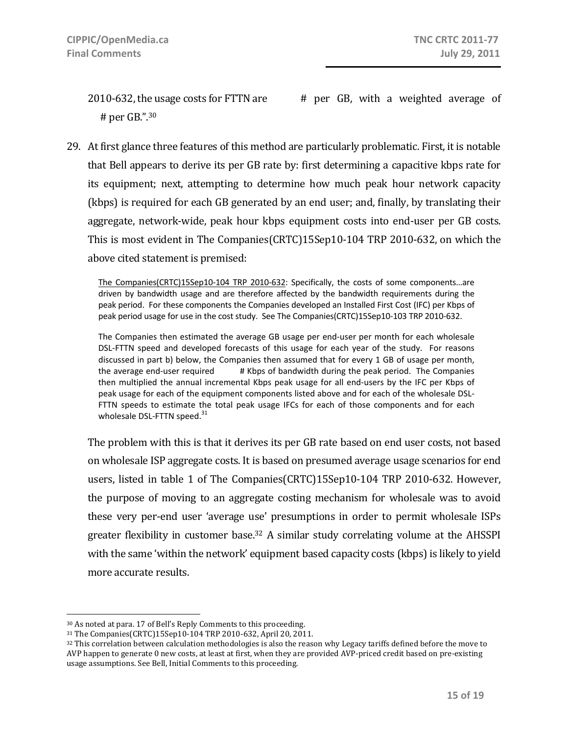2010-632, the usage costs for FTTN are # per GB, with a weighted average of # per GB.".[30]

29. At first glance three features of this method are particularly problematic. First, it is notable that Bell appears to derive its per GB rate by: first determining a capacitive kbps rate for its equipment; next, attempting to determine how much peak hour network capacity (kbps) is required for each GB generated by an end user; and, finally, by translating their aggregate, network-wide, peak hour kbps equipment costs into end-user per GB costs. This is most evident in The Companies(CRTC)15Sep10-104 TRP 2010-632, on which the above cited statement is premised:

> The Companies(CRTC)15Sep10-104 TRP 2010-632: Specifically, the costs of some components…are driven by bandwidth usage and are therefore affected by the bandwidth requirements during the peak period. For these components the Companies developed an Installed First Cost (IFC) per Kbps of peak period usage for use in the cost study. See The Companies(CRTC)15Sep10-103 TRP 2010-632.
>
> The Companies then estimated the average GB usage per end-user per month for each wholesale DSL-FTTN speed and developed forecasts of this usage for each year of the study. For reasons discussed in part b) below, the Companies then assumed that for every 1 GB of usage per month, the average end-user required # Kbps of bandwidth during the peak period. The Companies then multiplied the annual incremental Kbps peak usage for all end-users by the IFC per Kbps of peak usage for each of the equipment components listed above and for each of the wholesale DSL-FTTN speeds to estimate the total peak usage IFCs for each of those components and for each wholesale DSL-FTTN speed.[31]

The problem with this is that it derives its per GB rate based on end user costs, not based on wholesale ISP aggregate costs. It is based on presumed average usage scenarios for end users, listed in table 1 of The Companies(CRTC)15Sep10-104 TRP 2010-632. However, the purpose of moving to an aggregate costing mechanism for wholesale was to avoid these very per-end user 'average use' presumptions in order to permit wholesale ISPs greater flexibility in customer base.[32] A similar study correlating volume at the AHSSPI with the same 'within the network' equipment based capacity costs (kbps) is likely to yield more accurate results.

---

[30] As noted at para. 17 of Bell's Reply Comments to this proceeding.

[31] The Companies(CRTC)15Sep10-104 TRP 2010-632, April 20, 2011.

[32] This correlation between calculation methodologies is also the reason why Legacy tariffs defined before the move to AVP happen to generate 0 new costs, at least at first, when they are provided AVP-priced credit based on pre-existing usage assumptions. See Bell, Initial Comments to this proceeding.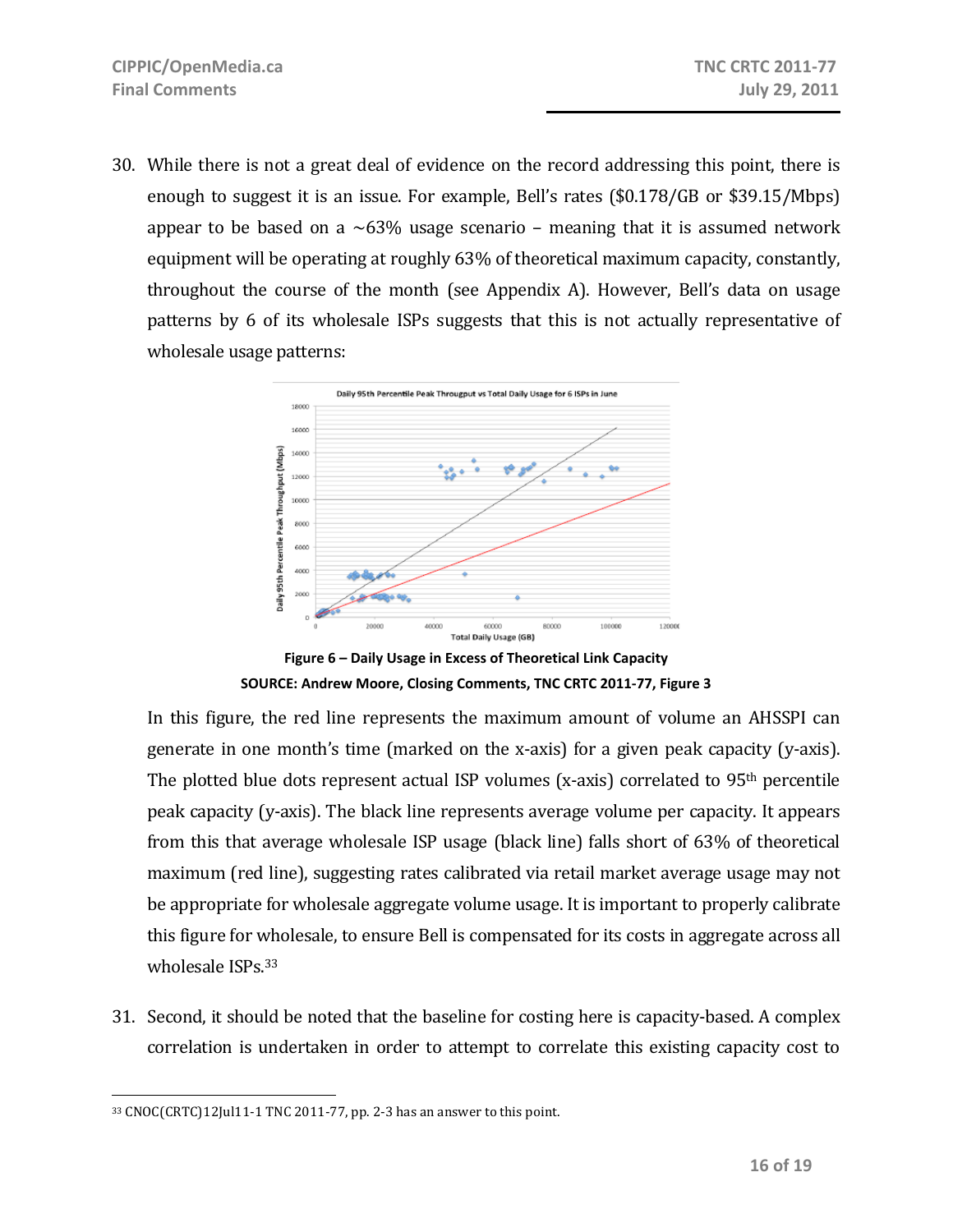30. While there is not a great deal of evidence on the record addressing this point, there is enough to suggest it is an issue. For example, Bell's rates ($0.178/GB or $39.15/Mbps) appear to be based on a ~63% usage scenario – meaning that it is assumed network equipment will be operating at roughly 63% of theoretical maximum capacity, constantly, throughout the course of the month (see Appendix A). However, Bell's data on usage patterns by 6 of its wholesale ISPs suggests that this is not actually representative of wholesale usage patterns:

**Figure 6 – Daily Usage in Excess of Theoretical Link Capacity**

**SOURCE: Andrew Moore, Closing Comments, TNC CRTC 2011-77, Figure 3**

In this figure, the red line represents the maximum amount of volume an AHSSPI can generate in one month's time (marked on the x-axis) for a given peak capacity (y-axis). The plotted blue dots represent actual ISP volumes (x-axis) correlated to 95th percentile peak capacity (y-axis). The black line represents average volume per capacity. It appears from this that average wholesale ISP usage (black line) falls short of 63% of theoretical maximum (red line), suggesting rates calibrated via retail market average usage may not be appropriate for wholesale aggregate volume usage. It is important to properly calibrate this figure for wholesale, to ensure Bell is compensated for its costs in aggregate across all wholesale ISPs.[33]

31. Second, it should be noted that the baseline for costing here is capacity-based. A complex correlation is undertaken in order to attempt to correlate this existing capacity cost to

[33] CNOC(CRTC)12Jul11-1 TNC 2011-77, pp. 2-3 has an answer to this point.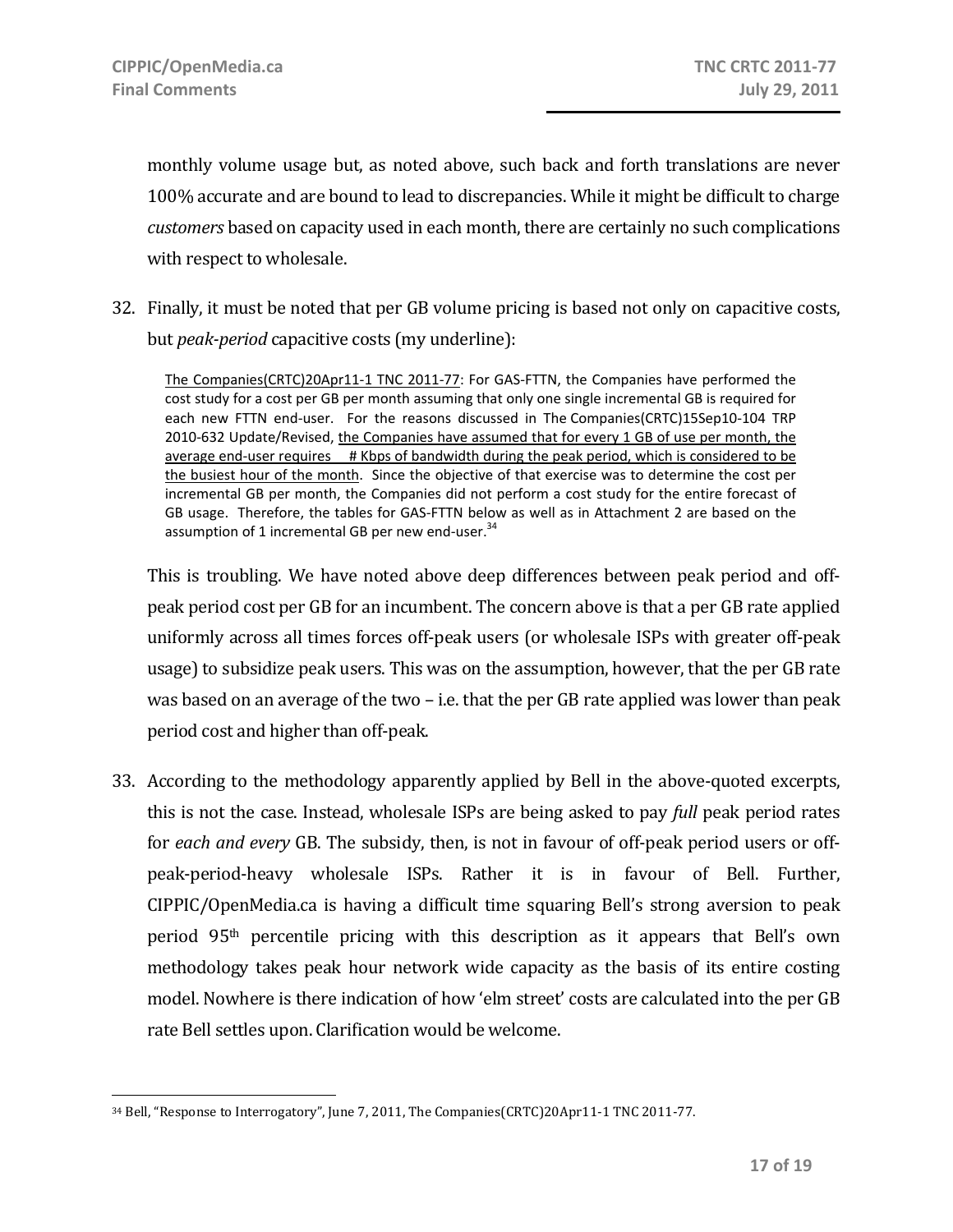monthly volume usage but, as noted above, such back and forth translations are never 100% accurate and are bound to lead to discrepancies. While it might be difficult to charge *customers* based on capacity used in each month, there are certainly no such complications with respect to wholesale.

32. Finally, it must be noted that per GB volume pricing is based not only on capacitive costs, but *peak-period* capacitive costs (my underline):

> The Companies(CRTC)20Apr11-1 TNC 2011-77: For GAS-FTTN, the Companies have performed the cost study for a cost per GB per month assuming that only one single incremental GB is required for each new FTTN end-user. For the reasons discussed in The Companies(CRTC)15Sep10-104 TRP 2010-632 Update/Revised, the Companies have assumed that for every 1 GB of use per month, the average end-user requires # Kbps of bandwidth during the peak period, which is considered to be the busiest hour of the month. Since the objective of that exercise was to determine the cost per incremental GB per month, the Companies did not perform a cost study for the entire forecast of GB usage. Therefore, the tables for GAS-FTTN below as well as in Attachment 2 are based on the assumption of 1 incremental GB per new end-user.[34]

This is troubling. We have noted above deep differences between peak period and off-peak period cost per GB for an incumbent. The concern above is that a per GB rate applied uniformly across all times forces off-peak users (or wholesale ISPs with greater off-peak usage) to subsidize peak users. This was on the assumption, however, that the per GB rate was based on an average of the two – i.e. that the per GB rate applied was lower than peak period cost and higher than off-peak.

33. According to the methodology apparently applied by Bell in the above-quoted excerpts, this is not the case. Instead, wholesale ISPs are being asked to pay *full* peak period rates for *each and every* GB. The subsidy, then, is not in favour of off-peak period users or off-peak-period-heavy wholesale ISPs. Rather it is in favour of Bell. Further, CIPPIC/OpenMedia.ca is having a difficult time squaring Bell's strong aversion to peak period 95th percentile pricing with this description as it appears that Bell's own methodology takes peak hour network wide capacity as the basis of its entire costing model. Nowhere is there indication of how 'elm street' costs are calculated into the per GB rate Bell settles upon. Clarification would be welcome.

---

[34] Bell, "Response to Interrogatory", June 7, 2011, The Companies(CRTC)20Apr11-1 TNC 2011-77.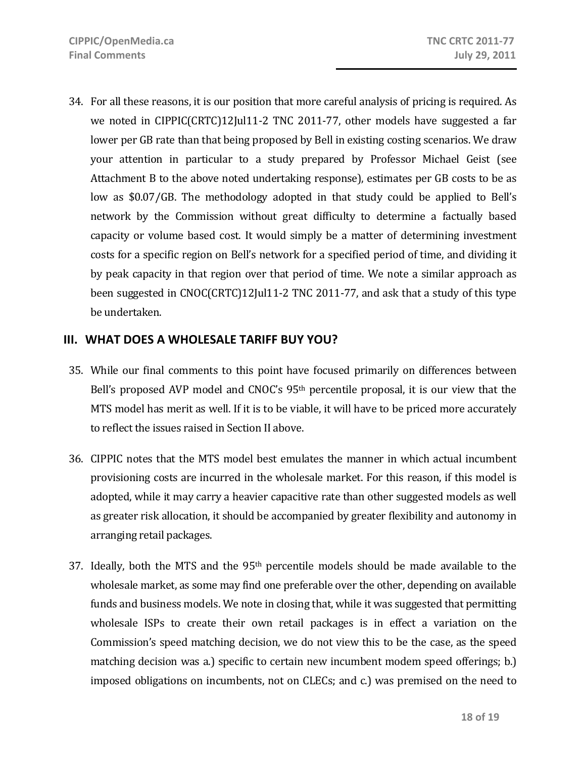34. For all these reasons, it is our position that more careful analysis of pricing is required. As we noted in CIPPIC(CRTC)12Jul11-2 TNC 2011-77, other models have suggested a far lower per GB rate than that being proposed by Bell in existing costing scenarios. We draw your attention in particular to a study prepared by Professor Michael Geist (see Attachment B to the above noted undertaking response), estimates per GB costs to be as low as \$0.07/GB. The methodology adopted in that study could be applied to Bell's network by the Commission without great difficulty to determine a factually based capacity or volume based cost. It would simply be a matter of determining investment costs for a specific region on Bell's network for a specified period of time, and dividing it by peak capacity in that region over that period of time. We note a similar approach as been suggested in CNOC(CRTC)12Jul11-2 TNC 2011-77, and ask that a study of this type be undertaken.

## III. WHAT DOES A WHOLESALE TARIFF BUY YOU?

35. While our final comments to this point have focused primarily on differences between Bell's proposed AVP model and CNOC's 95th percentile proposal, it is our view that the MTS model has merit as well. If it is to be viable, it will have to be priced more accurately to reflect the issues raised in Section II above.

36. CIPPIC notes that the MTS model best emulates the manner in which actual incumbent provisioning costs are incurred in the wholesale market. For this reason, if this model is adopted, while it may carry a heavier capacitive rate than other suggested models as well as greater risk allocation, it should be accompanied by greater flexibility and autonomy in arranging retail packages.

37. Ideally, both the MTS and the 95th percentile models should be made available to the wholesale market, as some may find one preferable over the other, depending on available funds and business models. We note in closing that, while it was suggested that permitting wholesale ISPs to create their own retail packages is in effect a variation on the Commission's speed matching decision, we do not view this to be the case, as the speed matching decision was a.) specific to certain new incumbent modem speed offerings; b.) imposed obligations on incumbents, not on CLECs; and c.) was premised on the need to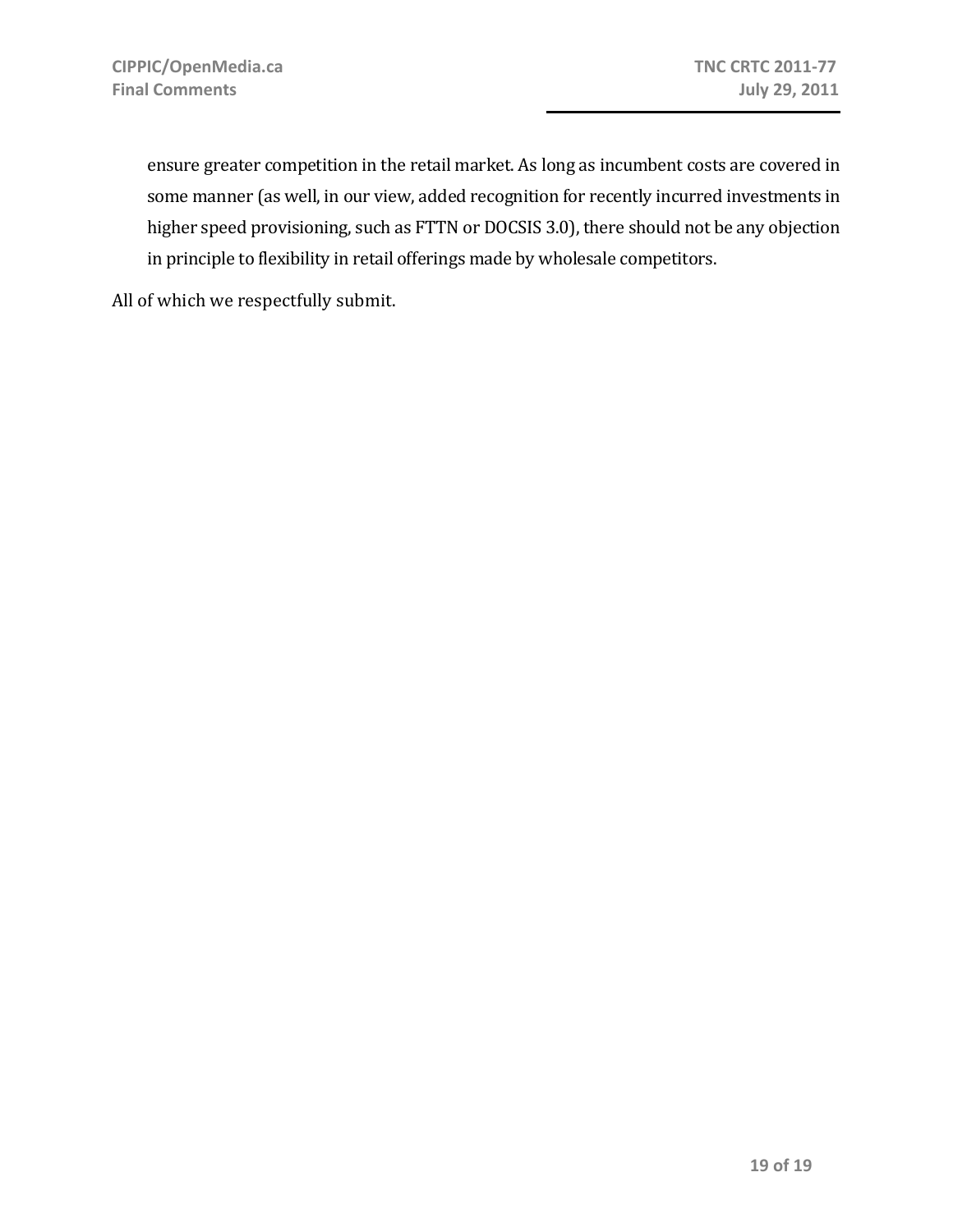ensure greater competition in the retail market. As long as incumbent costs are covered in some manner (as well, in our view, added recognition for recently incurred investments in higher speed provisioning, such as FTTN or DOCSIS 3.0), there should not be any objection in principle to flexibility in retail offerings made by wholesale competitors.

All of which we respectfully submit.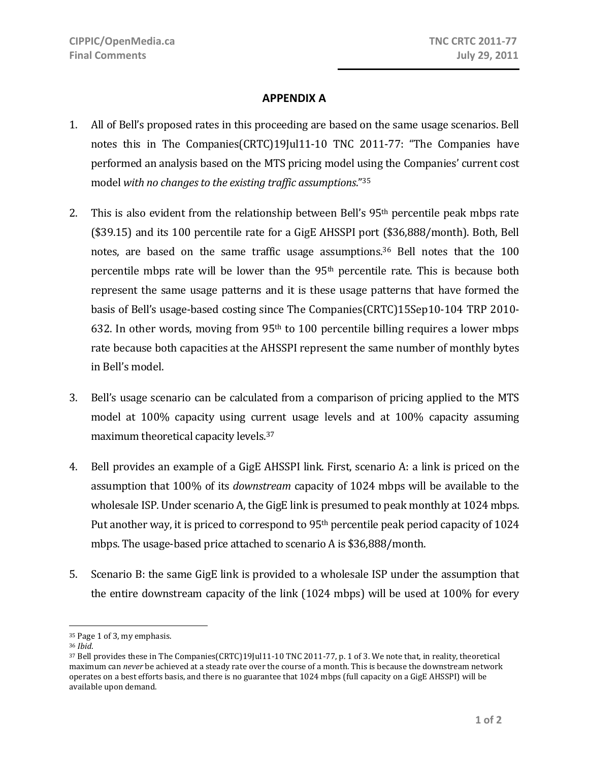## APPENDIX A

1. All of Bell's proposed rates in this proceeding are based on the same usage scenarios. Bell notes this in The Companies(CRTC)19Jul11-10 TNC 2011-77: "The Companies have performed an analysis based on the MTS pricing model using the Companies' current cost model *with no changes to the existing traffic assumptions*."[35]

2. This is also evident from the relationship between Bell's 95th percentile peak mbps rate ($39.15) and its 100 percentile rate for a GigE AHSSPI port ($36,888/month). Both, Bell notes, are based on the same traffic usage assumptions.[36] Bell notes that the 100 percentile mbps rate will be lower than the 95th percentile rate. This is because both represent the same usage patterns and it is these usage patterns that have formed the basis of Bell's usage-based costing since The Companies(CRTC)15Sep10-104 TRP 2010-632. In other words, moving from 95th to 100 percentile billing requires a lower mbps rate because both capacities at the AHSSPI represent the same number of monthly bytes in Bell's model.

3. Bell's usage scenario can be calculated from a comparison of pricing applied to the MTS model at 100% capacity using current usage levels and at 100% capacity assuming maximum theoretical capacity levels.[37]

4. Bell provides an example of a GigE AHSSPI link. First, scenario A: a link is priced on the assumption that 100% of its *downstream* capacity of 1024 mbps will be available to the wholesale ISP. Under scenario A, the GigE link is presumed to peak monthly at 1024 mbps. Put another way, it is priced to correspond to 95th percentile peak period capacity of 1024 mbps. The usage-based price attached to scenario A is $36,888/month.

5. Scenario B: the same GigE link is provided to a wholesale ISP under the assumption that the entire downstream capacity of the link (1024 mbps) will be used at 100% for every

---

[35] Page 1 of 3, my emphasis.

[36] *Ibid*.

[37] Bell provides these in The Companies(CRTC)19Jul11-10 TNC 2011-77, p. 1 of 3. We note that, in reality, theoretical maximum can *never* be achieved at a steady rate over the course of a month. This is because the downstream network operates on a best efforts basis, and there is no guarantee that 1024 mbps (full capacity on a GigE AHSSPI) will be available upon demand.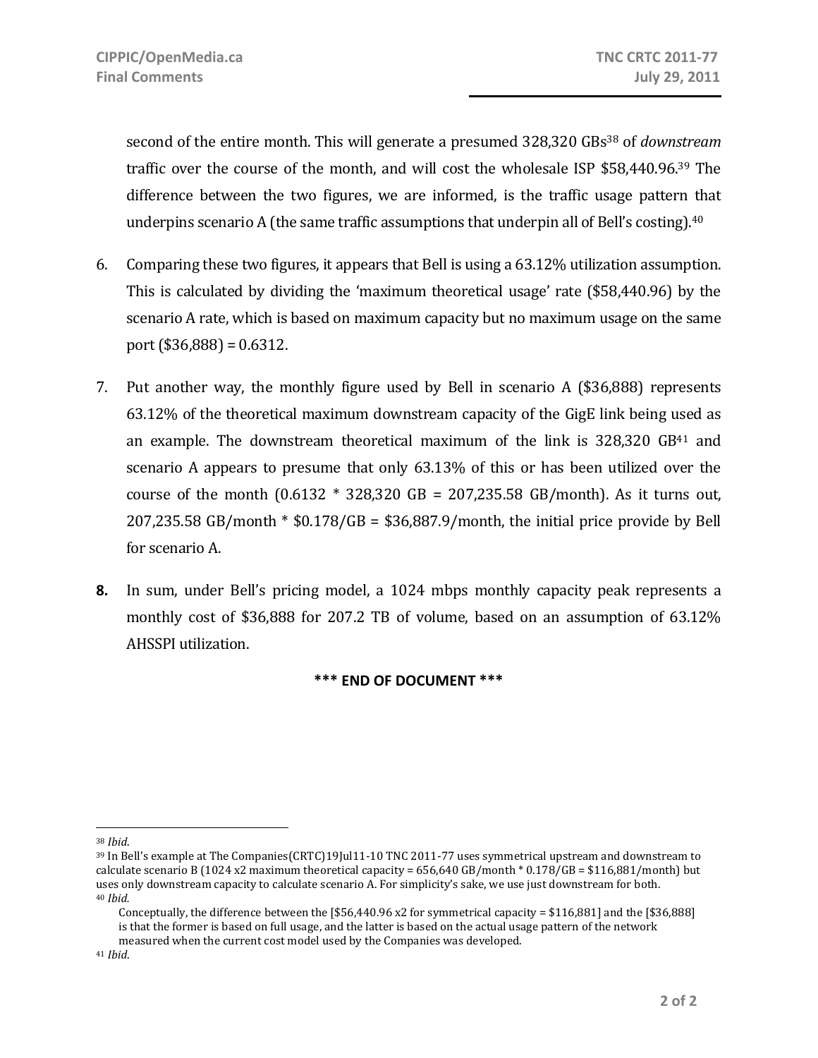second of the entire month. This will generate a presumed 328,320 GBs[38] of *downstream* traffic over the course of the month, and will cost the wholesale ISP $58,440.96.[39] The difference between the two figures, we are informed, is the traffic usage pattern that underpins scenario A (the same traffic assumptions that underpin all of Bell's costing).[40]

6. Comparing these two figures, it appears that Bell is using a 63.12% utilization assumption. This is calculated by dividing the 'maximum theoretical usage' rate ($58,440.96) by the scenario A rate, which is based on maximum capacity but no maximum usage on the same port ($36,888) = 0.6312.

7. Put another way, the monthly figure used by Bell in scenario A ($36,888) represents 63.12% of the theoretical maximum downstream capacity of the GigE link being used as an example. The downstream theoretical maximum of the link is 328,320 GB[41] and scenario A appears to presume that only 63.13% of this or has been utilized over the course of the month (0.6132 * 328,320 GB = 207,235.58 GB/month). As it turns out, 207,235.58 GB/month * $0.178/GB = $36,887.9/month, the initial price provide by Bell for scenario A.

**8.** In sum, under Bell's pricing model, a 1024 mbps monthly capacity peak represents a monthly cost of $36,888 for 207.2 TB of volume, based on an assumption of 63.12% AHSSPI utilization.

**\*\*\* END OF DOCUMENT \*\*\***

---

[38] *Ibid.*

[39] In Bell's example at The Companies(CRTC)19Jul11-10 TNC 2011-77 uses symmetrical upstream and downstream to calculate scenario B (1024 x2 maximum theoretical capacity = 656,640 GB/month * 0.178/GB = $116,881/month) but uses only downstream capacity to calculate scenario A. For simplicity's sake, we use just downstream for both.

[40] *Ibid.*

Conceptually, the difference between the [$56,440.96 x2 for symmetrical capacity = $116,881] and the [$36,888] is that the former is based on full usage, and the latter is based on the actual usage pattern of the network measured when the current cost model used by the Companies was developed.

[41] *Ibid.*